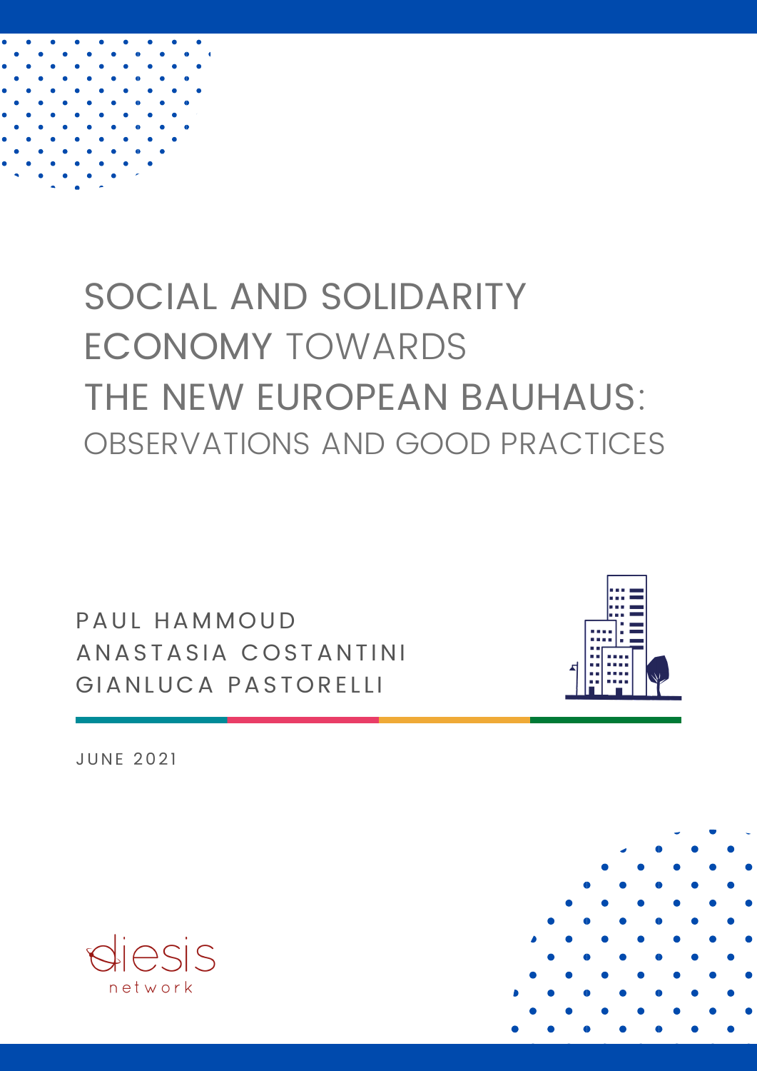# SOCIAL AND SOLIDARITY ECONOMY TOWARDS THE NEW EUROPEAN BAUHAUS:

## OBSERVATIONS AND GOOD PRACTICES

PAUL HAMMOUD
ANASTASIA COSTANTINI
GIANLUCA PASTORELLI

JUNE 2021

diesis network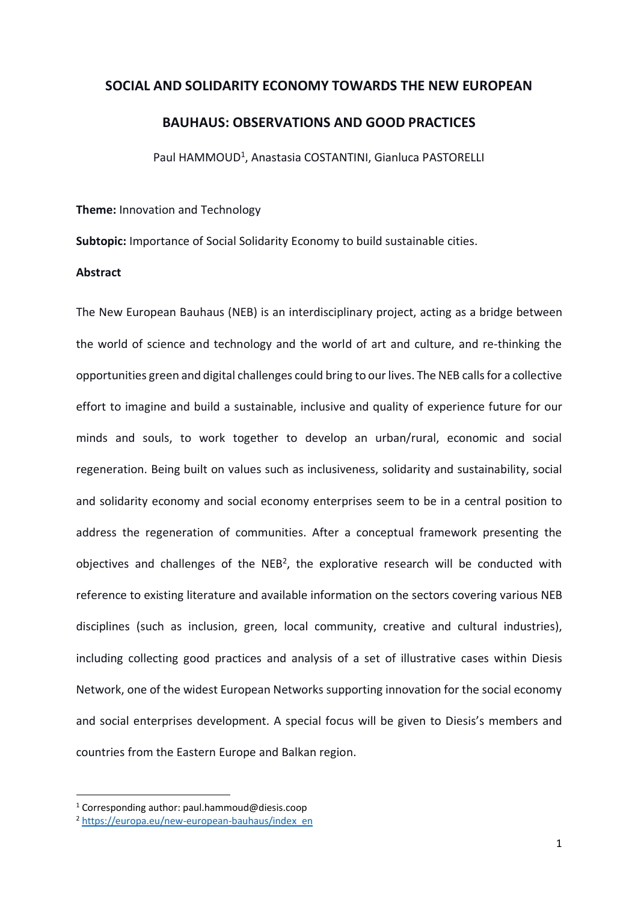# SOCIAL AND SOLIDARITY ECONOMY TOWARDS THE NEW EUROPEAN BAUHAUS: OBSERVATIONS AND GOOD PRACTICES

Paul HAMMOUD[1], Anastasia COSTANTINI, Gianluca PASTORELLI

**Theme:** Innovation and Technology

**Subtopic:** Importance of Social Solidarity Economy to build sustainable cities.

**Abstract**

The New European Bauhaus (NEB) is an interdisciplinary project, acting as a bridge between the world of science and technology and the world of art and culture, and re-thinking the opportunities green and digital challenges could bring to our lives. The NEB calls for a collective effort to imagine and build a sustainable, inclusive and quality of experience future for our minds and souls, to work together to develop an urban/rural, economic and social regeneration. Being built on values such as inclusiveness, solidarity and sustainability, social and solidarity economy and social economy enterprises seem to be in a central position to address the regeneration of communities. After a conceptual framework presenting the objectives and challenges of the NEB[2], the explorative research will be conducted with reference to existing literature and available information on the sectors covering various NEB disciplines (such as inclusion, green, local community, creative and cultural industries), including collecting good practices and analysis of a set of illustrative cases within Diesis Network, one of the widest European Networks supporting innovation for the social economy and social enterprises development. A special focus will be given to Diesis's members and countries from the Eastern Europe and Balkan region.

---

[1] Corresponding author: paul.hammoud@diesis.coop

[2] https://europa.eu/new-european-bauhaus/index_en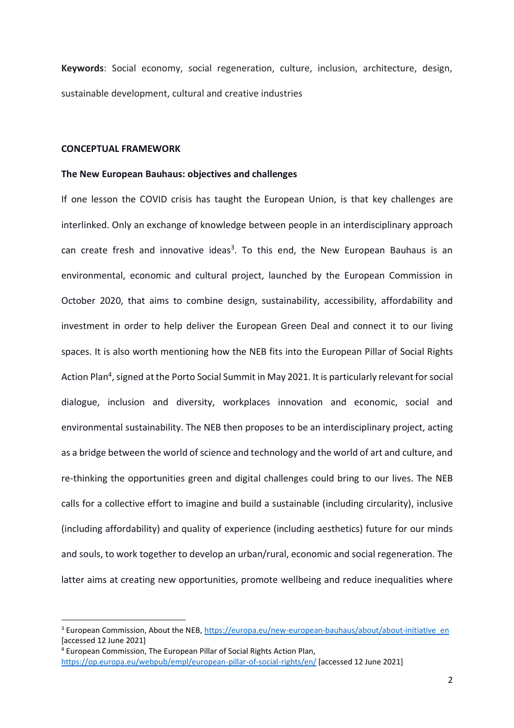**Keywords**: Social economy, social regeneration, culture, inclusion, architecture, design, sustainable development, cultural and creative industries

## CONCEPTUAL FRAMEWORK

### The New European Bauhaus: objectives and challenges

If one lesson the COVID crisis has taught the European Union, is that key challenges are interlinked. Only an exchange of knowledge between people in an interdisciplinary approach can create fresh and innovative ideas[3]. To this end, the New European Bauhaus is an environmental, economic and cultural project, launched by the European Commission in October 2020, that aims to combine design, sustainability, accessibility, affordability and investment in order to help deliver the European Green Deal and connect it to our living spaces. It is also worth mentioning how the NEB fits into the European Pillar of Social Rights Action Plan[4], signed at the Porto Social Summit in May 2021. It is particularly relevant for social dialogue, inclusion and diversity, workplaces innovation and economic, social and environmental sustainability. The NEB then proposes to be an interdisciplinary project, acting as a bridge between the world of science and technology and the world of art and culture, and re-thinking the opportunities green and digital challenges could bring to our lives. The NEB calls for a collective effort to imagine and build a sustainable (including circularity), inclusive (including affordability) and quality of experience (including aesthetics) future for our minds and souls, to work together to develop an urban/rural, economic and social regeneration. The latter aims at creating new opportunities, promote wellbeing and reduce inequalities where

[3] European Commission, About the NEB, https://europa.eu/new-european-bauhaus/about/about-initiative_en [accessed 12 June 2021]

[4] European Commission, The European Pillar of Social Rights Action Plan, https://op.europa.eu/webpub/empl/european-pillar-of-social-rights/en/ [accessed 12 June 2021]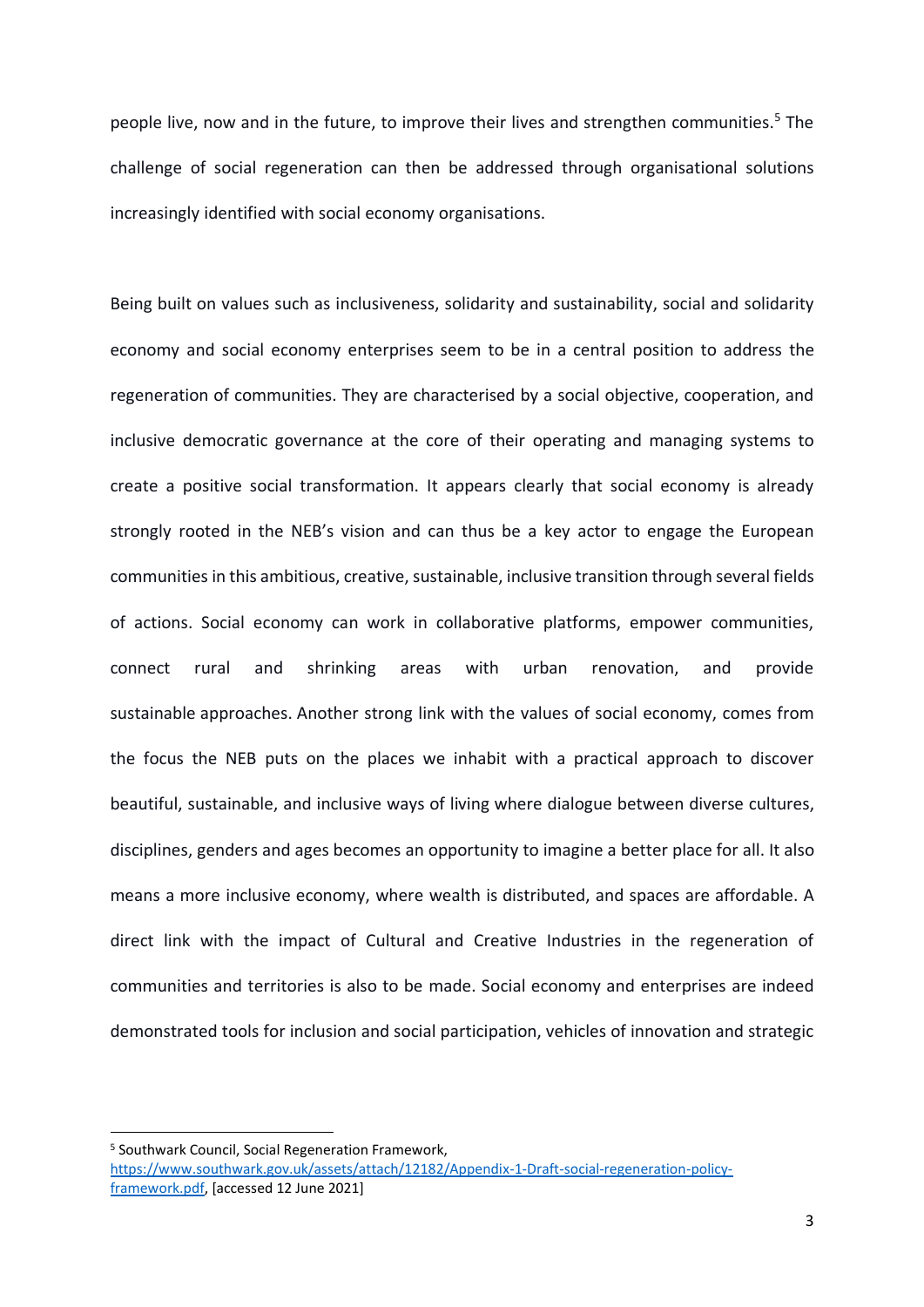people live, now and in the future, to improve their lives and strengthen communities.[5] The challenge of social regeneration can then be addressed through organisational solutions increasingly identified with social economy organisations.

Being built on values such as inclusiveness, solidarity and sustainability, social and solidarity economy and social economy enterprises seem to be in a central position to address the regeneration of communities. They are characterised by a social objective, cooperation, and inclusive democratic governance at the core of their operating and managing systems to create a positive social transformation. It appears clearly that social economy is already strongly rooted in the NEB's vision and can thus be a key actor to engage the European communities in this ambitious, creative, sustainable, inclusive transition through several fields of actions. Social economy can work in collaborative platforms, empower communities, connect rural and shrinking areas with urban renovation, and provide sustainable approaches. Another strong link with the values of social economy, comes from the focus the NEB puts on the places we inhabit with a practical approach to discover beautiful, sustainable, and inclusive ways of living where dialogue between diverse cultures, disciplines, genders and ages becomes an opportunity to imagine a better place for all. It also means a more inclusive economy, where wealth is distributed, and spaces are affordable. A direct link with the impact of Cultural and Creative Industries in the regeneration of communities and territories is also to be made. Social economy and enterprises are indeed demonstrated tools for inclusion and social participation, vehicles of innovation and strategic

[5] Southwark Council, Social Regeneration Framework, https://www.southwark.gov.uk/assets/attach/12182/Appendix-1-Draft-social-regeneration-policy-framework.pdf, [accessed 12 June 2021]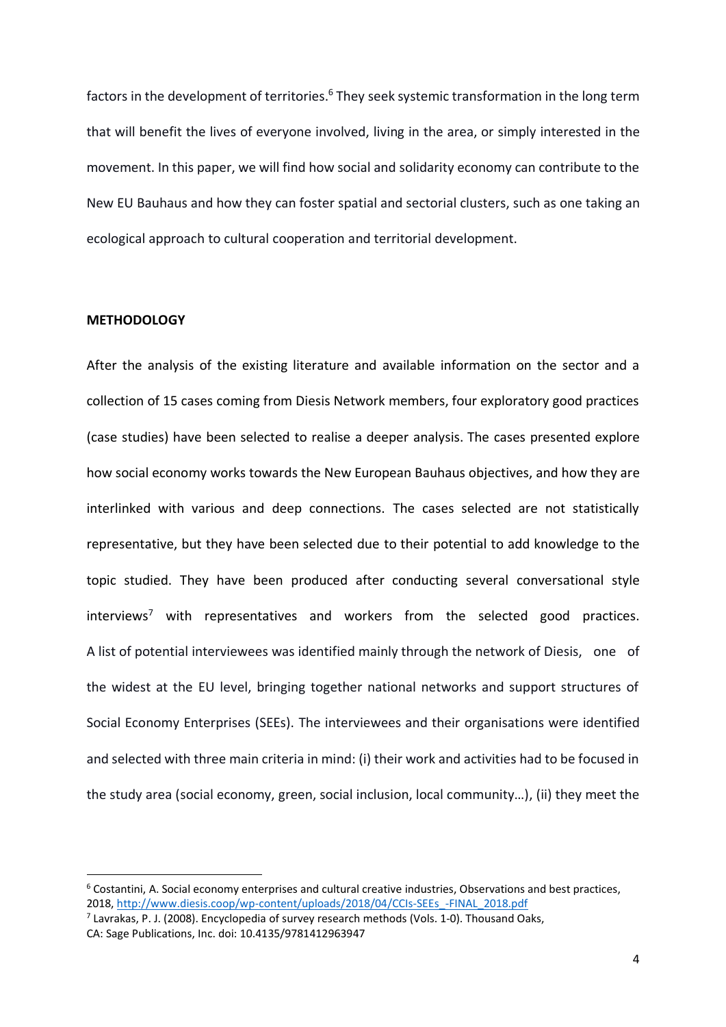factors in the development of territories.[6] They seek systemic transformation in the long term that will benefit the lives of everyone involved, living in the area, or simply interested in the movement. In this paper, we will find how social and solidarity economy can contribute to the New EU Bauhaus and how they can foster spatial and sectorial clusters, such as one taking an ecological approach to cultural cooperation and territorial development.

## METHODOLOGY

After the analysis of the existing literature and available information on the sector and a collection of 15 cases coming from Diesis Network members, four exploratory good practices (case studies) have been selected to realise a deeper analysis. The cases presented explore how social economy works towards the New European Bauhaus objectives, and how they are interlinked with various and deep connections. The cases selected are not statistically representative, but they have been selected due to their potential to add knowledge to the topic studied. They have been produced after conducting several conversational style interviews[7] with representatives and workers from the selected good practices. A list of potential interviewees was identified mainly through the network of Diesis, one of the widest at the EU level, bringing together national networks and support structures of Social Economy Enterprises (SEEs). The interviewees and their organisations were identified and selected with three main criteria in mind: (i) their work and activities had to be focused in the study area (social economy, green, social inclusion, local community…), (ii) they meet the

---

[6] Costantini, A. Social economy enterprises and cultural creative industries, Observations and best practices, 2018, http://www.diesis.coop/wp-content/uploads/2018/04/CCIs-SEEs_-FINAL_2018.pdf

[7] Lavrakas, P. J. (2008). Encyclopedia of survey research methods (Vols. 1-0). Thousand Oaks, CA: Sage Publications, Inc. doi: 10.4135/9781412963947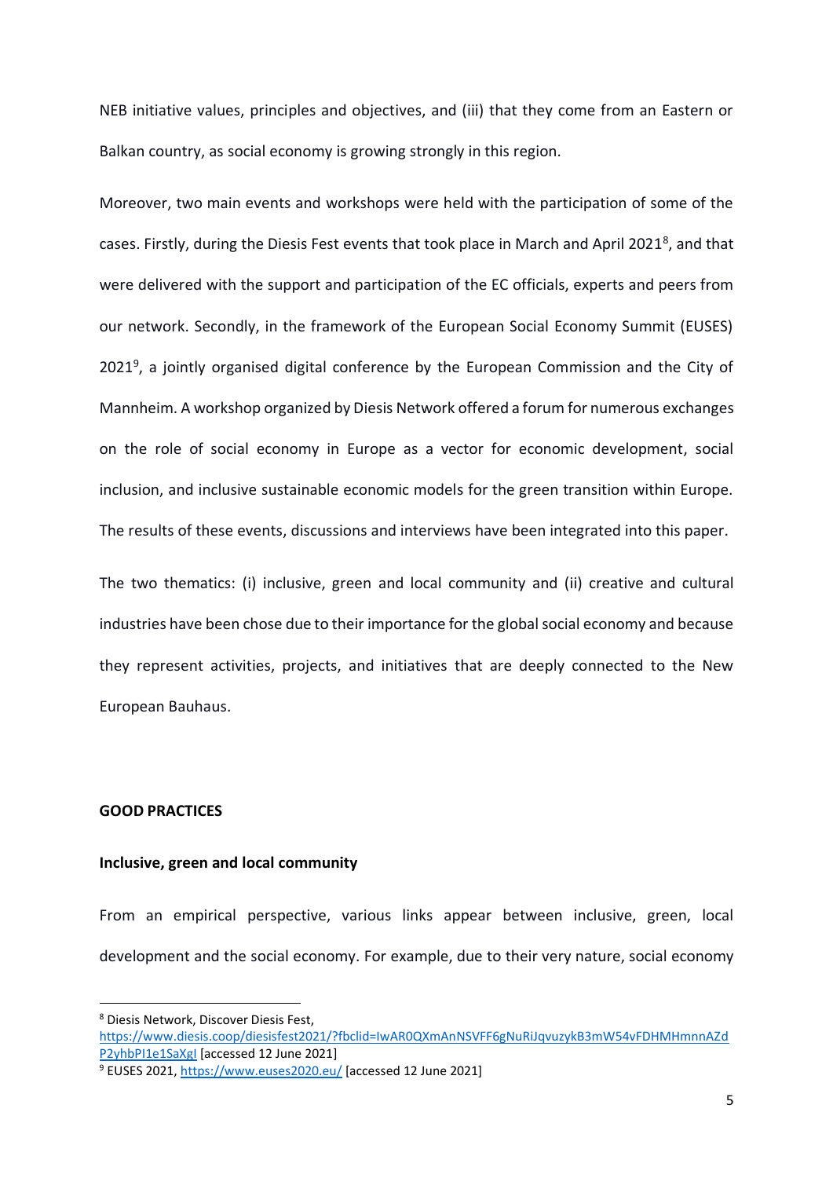NEB initiative values, principles and objectives, and (iii) that they come from an Eastern or Balkan country, as social economy is growing strongly in this region.

Moreover, two main events and workshops were held with the participation of some of the cases. Firstly, during the Diesis Fest events that took place in March and April 2021[8], and that were delivered with the support and participation of the EC officials, experts and peers from our network. Secondly, in the framework of the European Social Economy Summit (EUSES) 2021[9], a jointly organised digital conference by the European Commission and the City of Mannheim. A workshop organized by Diesis Network offered a forum for numerous exchanges on the role of social economy in Europe as a vector for economic development, social inclusion, and inclusive sustainable economic models for the green transition within Europe. The results of these events, discussions and interviews have been integrated into this paper.

The two thematics: (i) inclusive, green and local community and (ii) creative and cultural industries have been chose due to their importance for the global social economy and because they represent activities, projects, and initiatives that are deeply connected to the New European Bauhaus.

## GOOD PRACTICES

### Inclusive, green and local community

From an empirical perspective, various links appear between inclusive, green, local development and the social economy. For example, due to their very nature, social economy

---

[8] Diesis Network, Discover Diesis Fest, https://www.diesis.coop/diesisfest2021/?fbclid=IwAR0QXmAnNSVFF6gNuRiJqvuzykB3mW54vFDHMHmnnAZdP2yhbPI1e1SaXgI [accessed 12 June 2021]

[9] EUSES 2021, https://www.euses2020.eu/ [accessed 12 June 2021]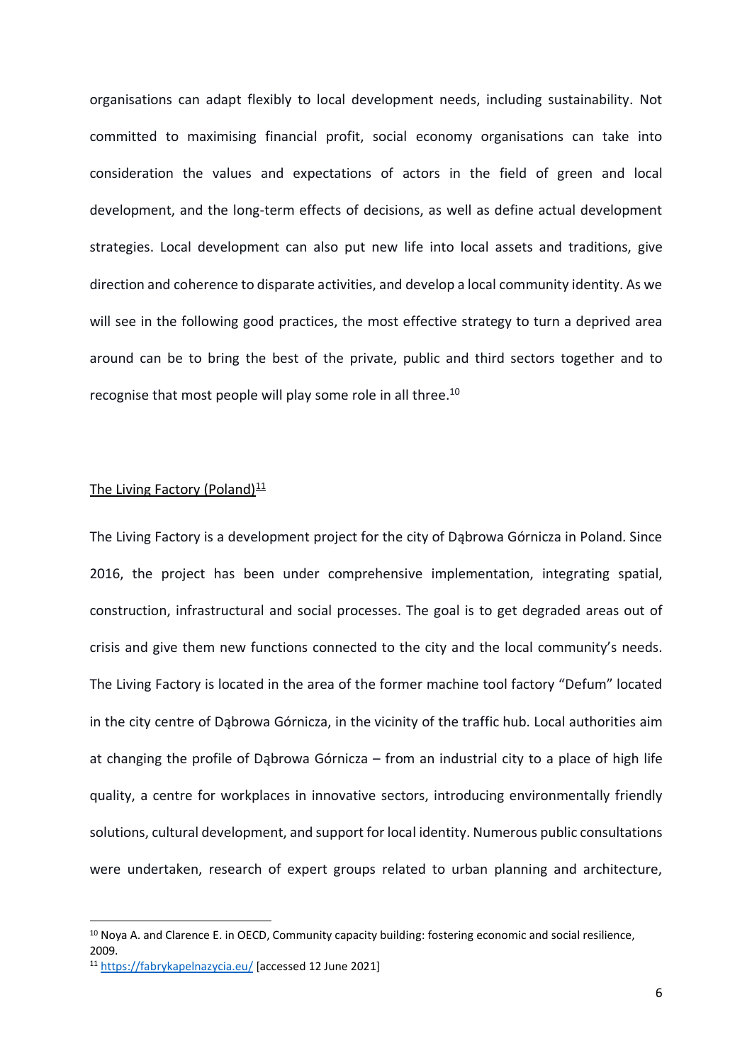organisations can adapt flexibly to local development needs, including sustainability. Not committed to maximising financial profit, social economy organisations can take into consideration the values and expectations of actors in the field of green and local development, and the long-term effects of decisions, as well as define actual development strategies. Local development can also put new life into local assets and traditions, give direction and coherence to disparate activities, and develop a local community identity. As we will see in the following good practices, the most effective strategy to turn a deprived area around can be to bring the best of the private, public and third sectors together and to recognise that most people will play some role in all three.[10]

<u>The Living Factory (Poland)</u>[11]

The Living Factory is a development project for the city of Dąbrowa Górnicza in Poland. Since 2016, the project has been under comprehensive implementation, integrating spatial, construction, infrastructural and social processes. The goal is to get degraded areas out of crisis and give them new functions connected to the city and the local community's needs. The Living Factory is located in the area of the former machine tool factory "Defum" located in the city centre of Dąbrowa Górnicza, in the vicinity of the traffic hub. Local authorities aim at changing the profile of Dąbrowa Górnicza – from an industrial city to a place of high life quality, a centre for workplaces in innovative sectors, introducing environmentally friendly solutions, cultural development, and support for local identity. Numerous public consultations were undertaken, research of expert groups related to urban planning and architecture,

---

[10] Noya A. and Clarence E. in OECD, Community capacity building: fostering economic and social resilience, 2009.

[11] https://fabrykapelnazycia.eu/ [accessed 12 June 2021]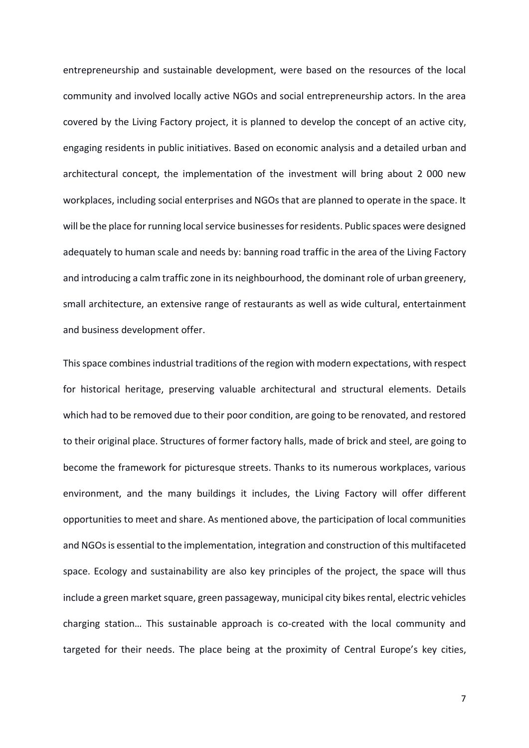entrepreneurship and sustainable development, were based on the resources of the local community and involved locally active NGOs and social entrepreneurship actors. In the area covered by the Living Factory project, it is planned to develop the concept of an active city, engaging residents in public initiatives. Based on economic analysis and a detailed urban and architectural concept, the implementation of the investment will bring about 2 000 new workplaces, including social enterprises and NGOs that are planned to operate in the space. It will be the place for running local service businesses for residents. Public spaces were designed adequately to human scale and needs by: banning road traffic in the area of the Living Factory and introducing a calm traffic zone in its neighbourhood, the dominant role of urban greenery, small architecture, an extensive range of restaurants as well as wide cultural, entertainment and business development offer.

This space combines industrial traditions of the region with modern expectations, with respect for historical heritage, preserving valuable architectural and structural elements. Details which had to be removed due to their poor condition, are going to be renovated, and restored to their original place. Structures of former factory halls, made of brick and steel, are going to become the framework for picturesque streets. Thanks to its numerous workplaces, various environment, and the many buildings it includes, the Living Factory will offer different opportunities to meet and share. As mentioned above, the participation of local communities and NGOs is essential to the implementation, integration and construction of this multifaceted space. Ecology and sustainability are also key principles of the project, the space will thus include a green market square, green passageway, municipal city bikes rental, electric vehicles charging station… This sustainable approach is co-created with the local community and targeted for their needs. The place being at the proximity of Central Europe's key cities,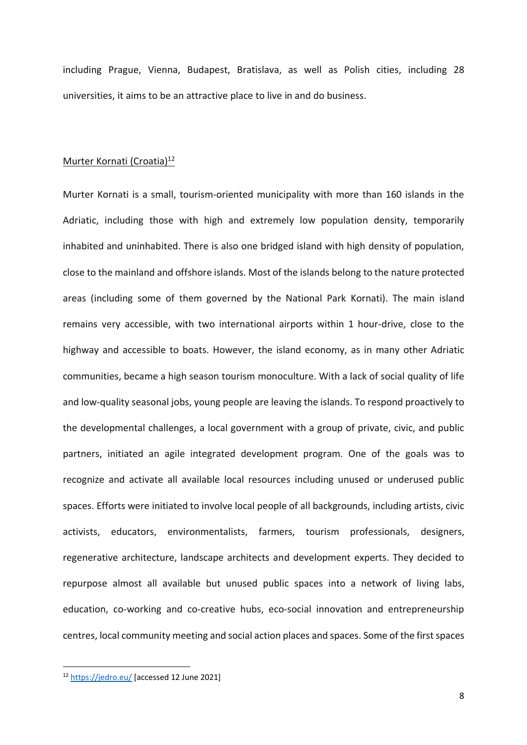including Prague, Vienna, Budapest, Bratislava, as well as Polish cities, including 28 universities, it aims to be an attractive place to live in and do business.

Murter Kornati (Croatia)[12]

Murter Kornati is a small, tourism-oriented municipality with more than 160 islands in the Adriatic, including those with high and extremely low population density, temporarily inhabited and uninhabited. There is also one bridged island with high density of population, close to the mainland and offshore islands. Most of the islands belong to the nature protected areas (including some of them governed by the National Park Kornati). The main island remains very accessible, with two international airports within 1 hour-drive, close to the highway and accessible to boats. However, the island economy, as in many other Adriatic communities, became a high season tourism monoculture. With a lack of social quality of life and low-quality seasonal jobs, young people are leaving the islands. To respond proactively to the developmental challenges, a local government with a group of private, civic, and public partners, initiated an agile integrated development program. One of the goals was to recognize and activate all available local resources including unused or underused public spaces. Efforts were initiated to involve local people of all backgrounds, including artists, civic activists, educators, environmentalists, farmers, tourism professionals, designers, regenerative architecture, landscape architects and development experts. They decided to repurpose almost all available but unused public spaces into a network of living labs, education, co-working and co-creative hubs, eco-social innovation and entrepreneurship centres, local community meeting and social action places and spaces. Some of the first spaces

[12] https://jedro.eu/ [accessed 12 June 2021]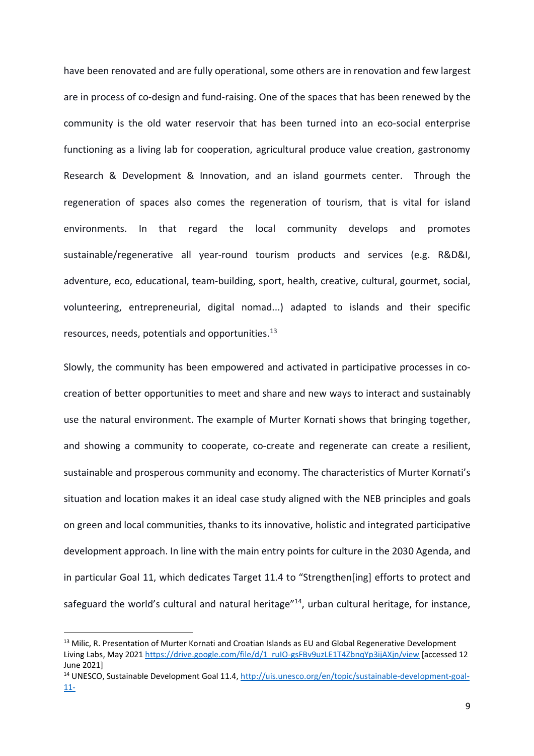have been renovated and are fully operational, some others are in renovation and few largest are in process of co-design and fund-raising. One of the spaces that has been renewed by the community is the old water reservoir that has been turned into an eco-social enterprise functioning as a living lab for cooperation, agricultural produce value creation, gastronomy Research & Development & Innovation, and an island gourmets center. Through the regeneration of spaces also comes the regeneration of tourism, that is vital for island environments. In that regard the local community develops and promotes sustainable/regenerative all year-round tourism products and services (e.g. R&D&I, adventure, eco, educational, team-building, sport, health, creative, cultural, gourmet, social, volunteering, entrepreneurial, digital nomad...) adapted to islands and their specific resources, needs, potentials and opportunities.[13]

Slowly, the community has been empowered and activated in participative processes in co-creation of better opportunities to meet and share and new ways to interact and sustainably use the natural environment. The example of Murter Kornati shows that bringing together, and showing a community to cooperate, co-create and regenerate can create a resilient, sustainable and prosperous community and economy. The characteristics of Murter Kornati's situation and location makes it an ideal case study aligned with the NEB principles and goals on green and local communities, thanks to its innovative, holistic and integrated participative development approach. In line with the main entry points for culture in the 2030 Agenda, and in particular Goal 11, which dedicates Target 11.4 to "Strengthen[ing] efforts to protect and safeguard the world's cultural and natural heritage"[14], urban cultural heritage, for instance,

---

[13] Milic, R. Presentation of Murter Kornati and Croatian Islands as EU and Global Regenerative Development Living Labs, May 2021 https://drive.google.com/file/d/1_ruIO-gsFBv9uzLE1T4ZbnqYp3ijAXjn/view [accessed 12 June 2021]

[14] UNESCO, Sustainable Development Goal 11.4, http://uis.unesco.org/en/topic/sustainable-development-goal-11-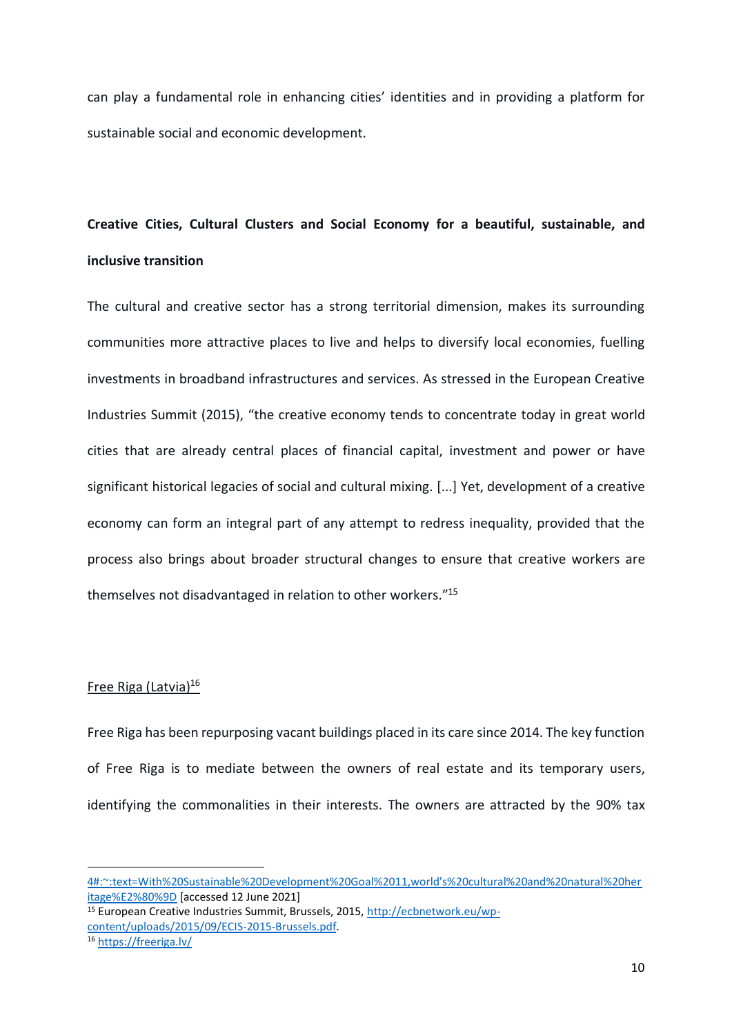can play a fundamental role in enhancing cities' identities and in providing a platform for sustainable social and economic development.

**Creative Cities, Cultural Clusters and Social Economy for a beautiful, sustainable, and inclusive transition**

The cultural and creative sector has a strong territorial dimension, makes its surrounding communities more attractive places to live and helps to diversify local economies, fuelling investments in broadband infrastructures and services. As stressed in the European Creative Industries Summit (2015), "the creative economy tends to concentrate today in great world cities that are already central places of financial capital, investment and power or have significant historical legacies of social and cultural mixing. [...] Yet, development of a creative economy can form an integral part of any attempt to redress inequality, provided that the process also brings about broader structural changes to ensure that creative workers are themselves not disadvantaged in relation to other workers."[15]

Free Riga (Latvia)[16]

Free Riga has been repurposing vacant buildings placed in its care since 2014. The key function of Free Riga is to mediate between the owners of real estate and its temporary users, identifying the commonalities in their interests. The owners are attracted by the 90% tax

---

4#:~:text=With%20Sustainable%20Development%20Goal%2011,world's%20cultural%20and%20natural%20heritage%E2%80%9D [accessed 12 June 2021]

[15] European Creative Industries Summit, Brussels, 2015, http://ecbnetwork.eu/wp-content/uploads/2015/09/ECIS-2015-Brussels.pdf.

[16] https://freeriga.lv/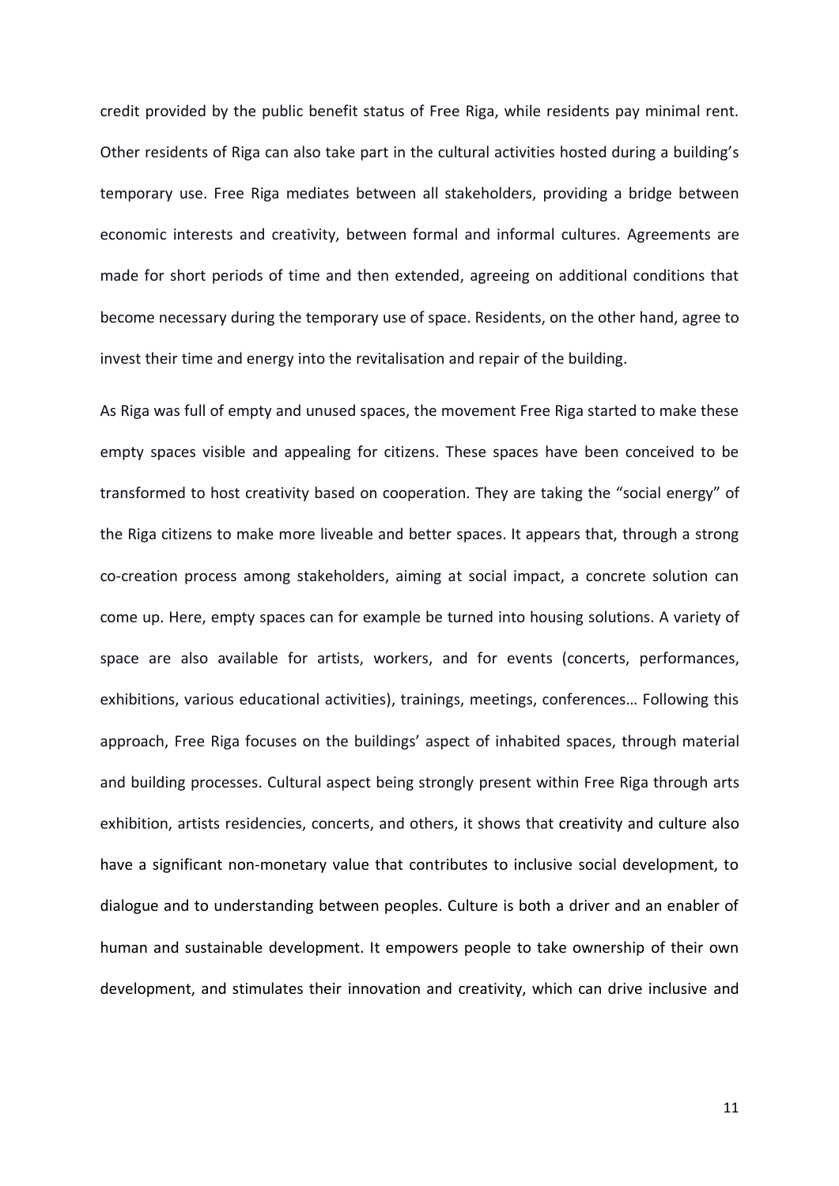credit provided by the public benefit status of Free Riga, while residents pay minimal rent. Other residents of Riga can also take part in the cultural activities hosted during a building's temporary use. Free Riga mediates between all stakeholders, providing a bridge between economic interests and creativity, between formal and informal cultures. Agreements are made for short periods of time and then extended, agreeing on additional conditions that become necessary during the temporary use of space. Residents, on the other hand, agree to invest their time and energy into the revitalisation and repair of the building.

As Riga was full of empty and unused spaces, the movement Free Riga started to make these empty spaces visible and appealing for citizens. These spaces have been conceived to be transformed to host creativity based on cooperation. They are taking the "social energy" of the Riga citizens to make more liveable and better spaces. It appears that, through a strong co-creation process among stakeholders, aiming at social impact, a concrete solution can come up. Here, empty spaces can for example be turned into housing solutions. A variety of space are also available for artists, workers, and for events (concerts, performances, exhibitions, various educational activities), trainings, meetings, conferences… Following this approach, Free Riga focuses on the buildings' aspect of inhabited spaces, through material and building processes. Cultural aspect being strongly present within Free Riga through arts exhibition, artists residencies, concerts, and others, it shows that creativity and culture also have a significant non-monetary value that contributes to inclusive social development, to dialogue and to understanding between peoples. Culture is both a driver and an enabler of human and sustainable development. It empowers people to take ownership of their own development, and stimulates their innovation and creativity, which can drive inclusive and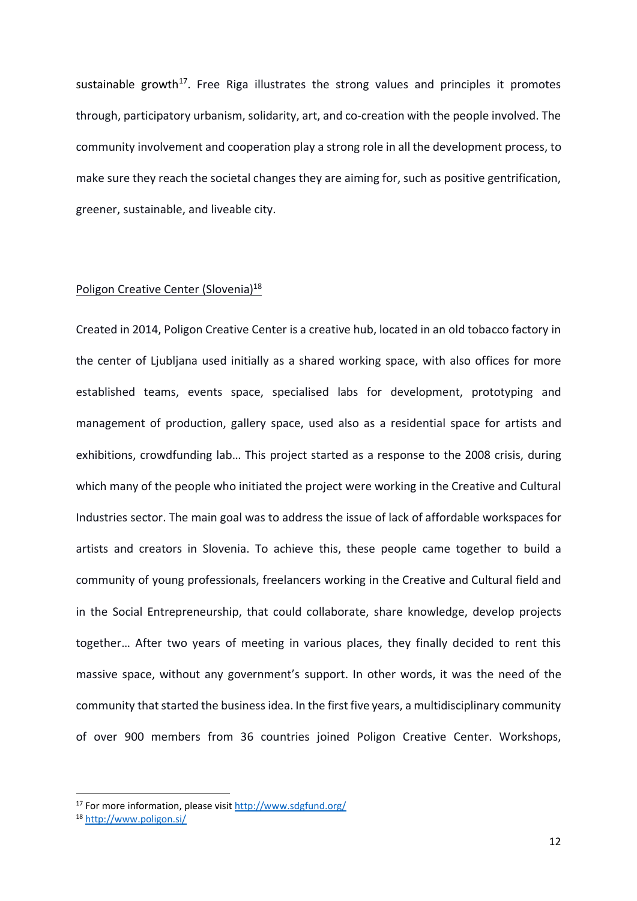sustainable growth[17]. Free Riga illustrates the strong values and principles it promotes through, participatory urbanism, solidarity, art, and co-creation with the people involved. The community involvement and cooperation play a strong role in all the development process, to make sure they reach the societal changes they are aiming for, such as positive gentrification, greener, sustainable, and liveable city.

Poligon Creative Center (Slovenia)[18]

Created in 2014, Poligon Creative Center is a creative hub, located in an old tobacco factory in the center of Ljubljana used initially as a shared working space, with also offices for more established teams, events space, specialised labs for development, prototyping and management of production, gallery space, used also as a residential space for artists and exhibitions, crowdfunding lab… This project started as a response to the 2008 crisis, during which many of the people who initiated the project were working in the Creative and Cultural Industries sector. The main goal was to address the issue of lack of affordable workspaces for artists and creators in Slovenia. To achieve this, these people came together to build a community of young professionals, freelancers working in the Creative and Cultural field and in the Social Entrepreneurship, that could collaborate, share knowledge, develop projects together… After two years of meeting in various places, they finally decided to rent this massive space, without any government's support. In other words, it was the need of the community that started the business idea. In the first five years, a multidisciplinary community of over 900 members from 36 countries joined Poligon Creative Center. Workshops,

[17] For more information, please visit http://www.sdgfund.org/

[18] http://www.poligon.si/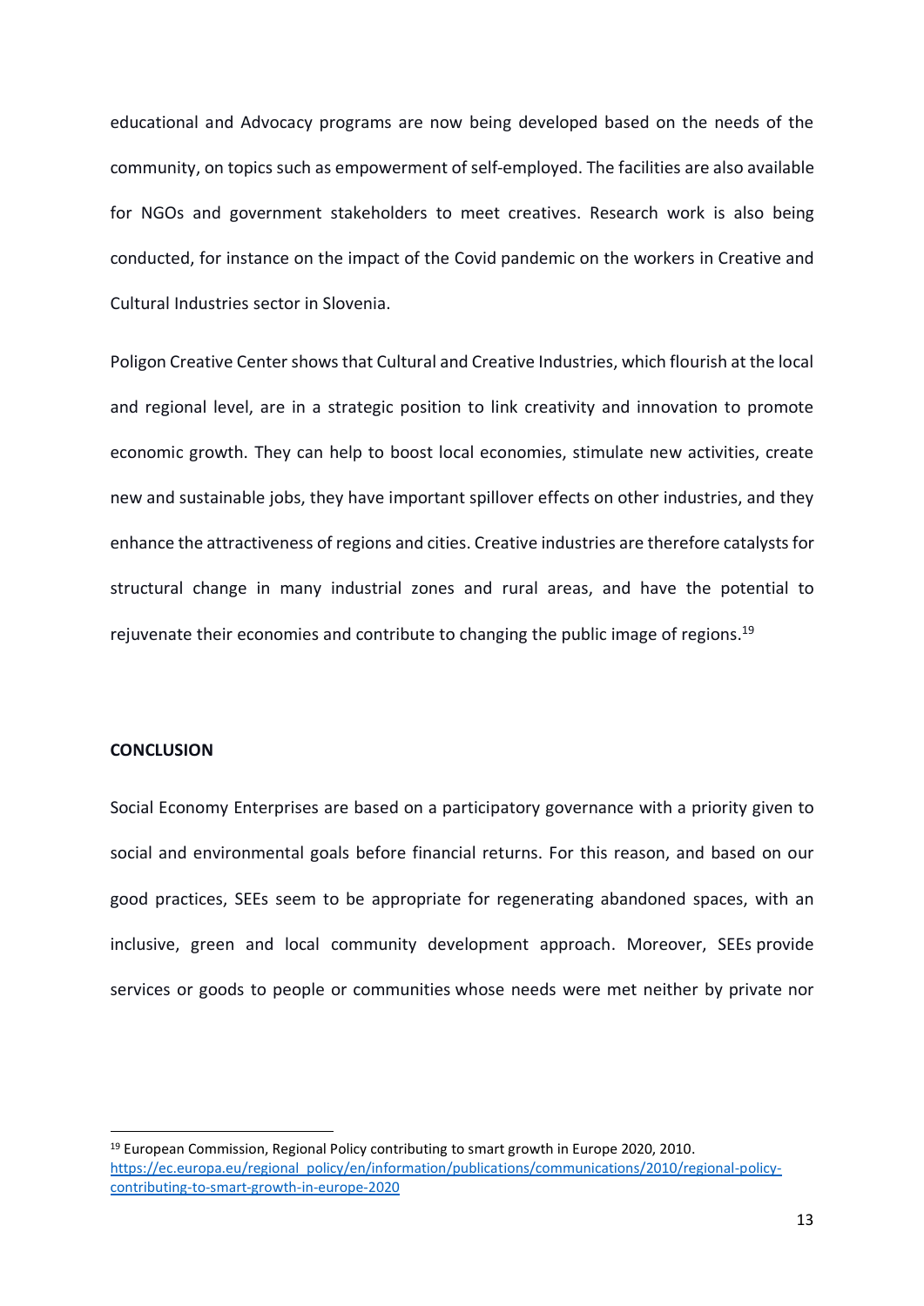educational and Advocacy programs are now being developed based on the needs of the community, on topics such as empowerment of self-employed. The facilities are also available for NGOs and government stakeholders to meet creatives. Research work is also being conducted, for instance on the impact of the Covid pandemic on the workers in Creative and Cultural Industries sector in Slovenia.

Poligon Creative Center shows that Cultural and Creative Industries, which flourish at the local and regional level, are in a strategic position to link creativity and innovation to promote economic growth. They can help to boost local economies, stimulate new activities, create new and sustainable jobs, they have important spillover effects on other industries, and they enhance the attractiveness of regions and cities. Creative industries are therefore catalysts for structural change in many industrial zones and rural areas, and have the potential to rejuvenate their economies and contribute to changing the public image of regions.[19]

**CONCLUSION**

Social Economy Enterprises are based on a participatory governance with a priority given to social and environmental goals before financial returns. For this reason, and based on our good practices, SEEs seem to be appropriate for regenerating abandoned spaces, with an inclusive, green and local community development approach. Moreover, SEEs provide services or goods to people or communities whose needs were met neither by private nor

---

[19] European Commission, Regional Policy contributing to smart growth in Europe 2020, 2010. https://ec.europa.eu/regional_policy/en/information/publications/communications/2010/regional-policy-contributing-to-smart-growth-in-europe-2020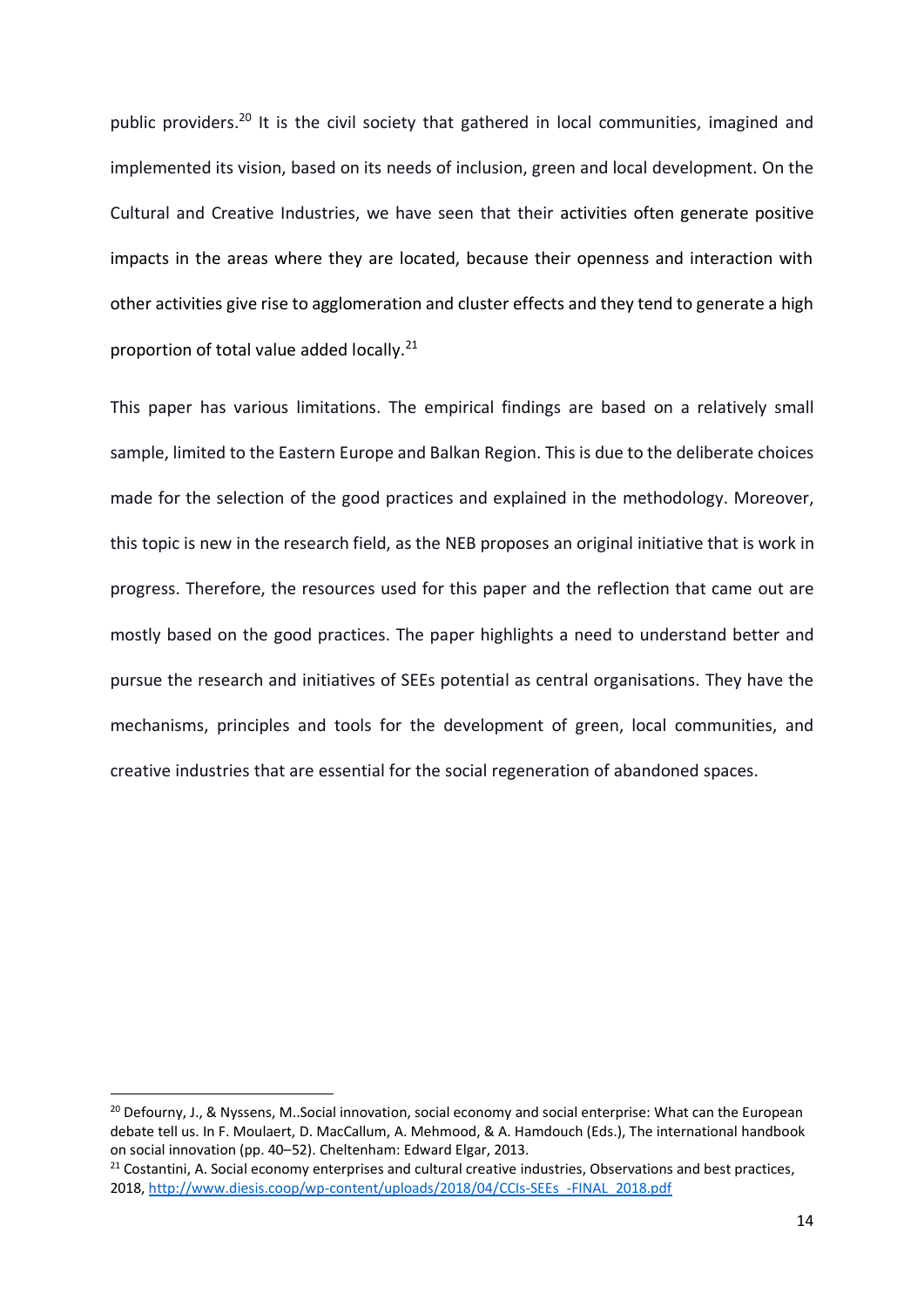public providers.[20] It is the civil society that gathered in local communities, imagined and implemented its vision, based on its needs of inclusion, green and local development. On the Cultural and Creative Industries, we have seen that their activities often generate positive impacts in the areas where they are located, because their openness and interaction with other activities give rise to agglomeration and cluster effects and they tend to generate a high proportion of total value added locally.[21]

This paper has various limitations. The empirical findings are based on a relatively small sample, limited to the Eastern Europe and Balkan Region. This is due to the deliberate choices made for the selection of the good practices and explained in the methodology. Moreover, this topic is new in the research field, as the NEB proposes an original initiative that is work in progress. Therefore, the resources used for this paper and the reflection that came out are mostly based on the good practices. The paper highlights a need to understand better and pursue the research and initiatives of SEEs potential as central organisations. They have the mechanisms, principles and tools for the development of green, local communities, and creative industries that are essential for the social regeneration of abandoned spaces.

---

[20] Defourny, J., & Nyssens, M..Social innovation, social economy and social enterprise: What can the European debate tell us. In F. Moulaert, D. MacCallum, A. Mehmood, & A. Hamdouch (Eds.), The international handbook on social innovation (pp. 40–52). Cheltenham: Edward Elgar, 2013.

[21] Costantini, A. Social economy enterprises and cultural creative industries, Observations and best practices, 2018, http://www.diesis.coop/wp-content/uploads/2018/04/CCIs-SEEs_-FINAL_2018.pdf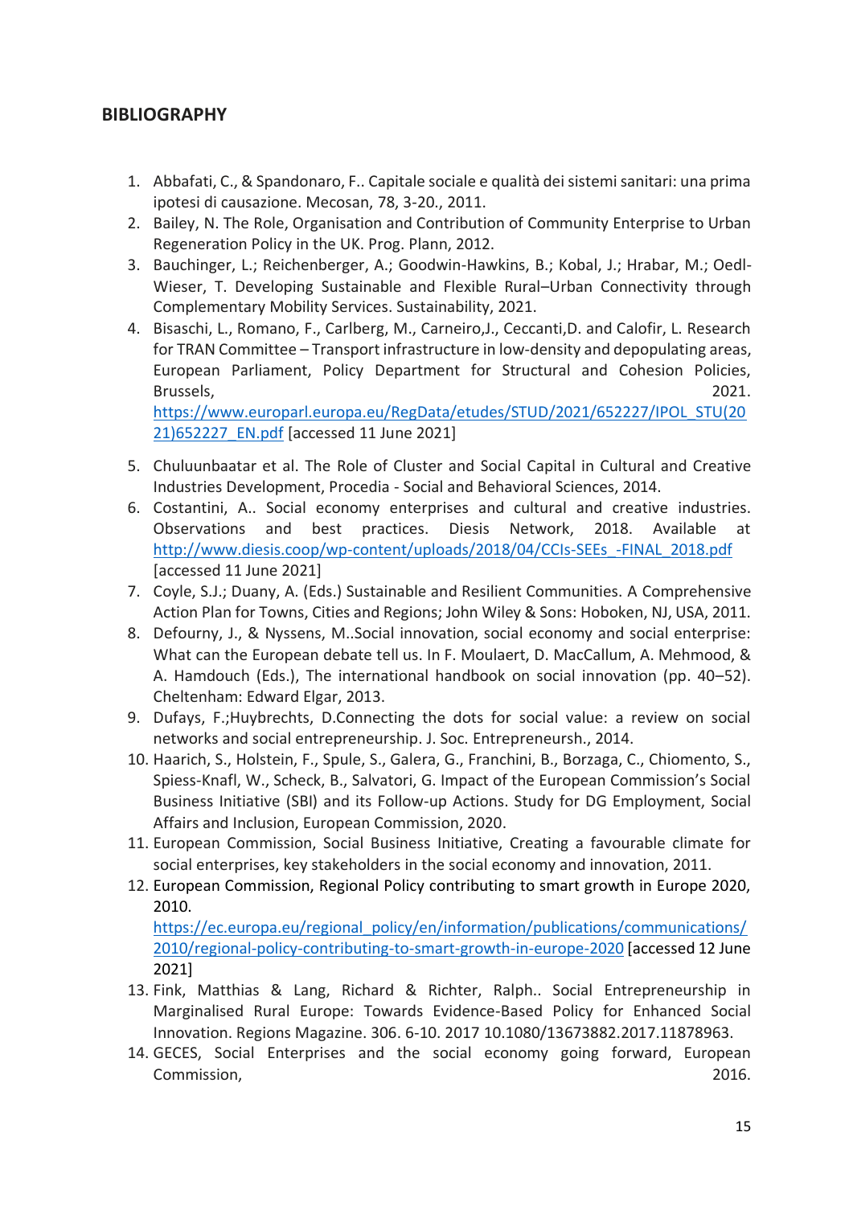## BIBLIOGRAPHY

1. Abbafati, C., & Spandonaro, F.. Capitale sociale e qualità dei sistemi sanitari: una prima ipotesi di causazione. Mecosan, 78, 3-20., 2011.
2. Bailey, N. The Role, Organisation and Contribution of Community Enterprise to Urban Regeneration Policy in the UK. Prog. Plann, 2012.
3. Bauchinger, L.; Reichenberger, A.; Goodwin-Hawkins, B.; Kobal, J.; Hrabar, M.; Oedl-Wieser, T. Developing Sustainable and Flexible Rural–Urban Connectivity through Complementary Mobility Services. Sustainability, 2021.
4. Bisaschi, L., Romano, F., Carlberg, M., Carneiro,J., Ceccanti,D. and Calofir, L. Research for TRAN Committee – Transport infrastructure in low-density and depopulating areas, European Parliament, Policy Department for Structural and Cohesion Policies, Brussels, 2021. https://www.europarl.europa.eu/RegData/etudes/STUD/2021/652227/IPOL_STU(2021)652227_EN.pdf [accessed 11 June 2021]
5. Chuluunbaatar et al. The Role of Cluster and Social Capital in Cultural and Creative Industries Development, Procedia - Social and Behavioral Sciences, 2014.
6. Costantini, A.. Social economy enterprises and cultural and creative industries. Observations and best practices. Diesis Network, 2018. Available at http://www.diesis.coop/wp-content/uploads/2018/04/CCIs-SEEs_-FINAL_2018.pdf [accessed 11 June 2021]
7. Coyle, S.J.; Duany, A. (Eds.) Sustainable and Resilient Communities. A Comprehensive Action Plan for Towns, Cities and Regions; John Wiley & Sons: Hoboken, NJ, USA, 2011.
8. Defourny, J., & Nyssens, M..Social innovation, social economy and social enterprise: What can the European debate tell us. In F. Moulaert, D. MacCallum, A. Mehmood, & A. Hamdouch (Eds.), The international handbook on social innovation (pp. 40–52). Cheltenham: Edward Elgar, 2013.
9. Dufays, F.;Huybrechts, D.Connecting the dots for social value: a review on social networks and social entrepreneurship. J. Soc. Entrepreneursh., 2014.
10. Haarich, S., Holstein, F., Spule, S., Galera, G., Franchini, B., Borzaga, C., Chiomento, S., Spiess-Knafl, W., Scheck, B., Salvatori, G. Impact of the European Commission's Social Business Initiative (SBI) and its Follow-up Actions. Study for DG Employment, Social Affairs and Inclusion, European Commission, 2020.
11. European Commission, Social Business Initiative, Creating a favourable climate for social enterprises, key stakeholders in the social economy and innovation, 2011.
12. European Commission, Regional Policy contributing to smart growth in Europe 2020, 2010. https://ec.europa.eu/regional_policy/en/information/publications/communications/2010/regional-policy-contributing-to-smart-growth-in-europe-2020 [accessed 12 June 2021]
13. Fink, Matthias & Lang, Richard & Richter, Ralph.. Social Entrepreneurship in Marginalised Rural Europe: Towards Evidence-Based Policy for Enhanced Social Innovation. Regions Magazine. 306. 6-10. 2017 10.1080/13673882.2017.11878963.
14. GECES, Social Enterprises and the social economy going forward, European Commission, 2016.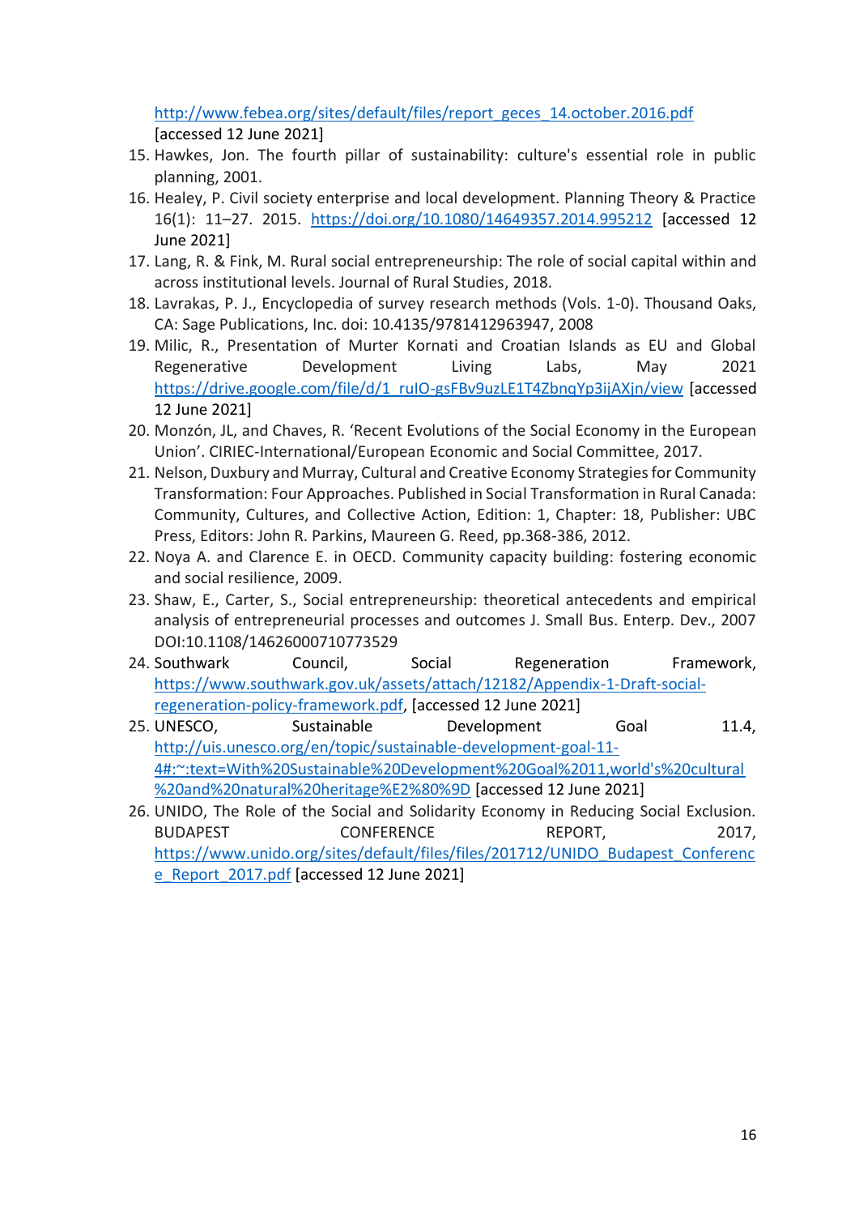http://www.febea.org/sites/default/files/report_geces_14.october.2016.pdf [accessed 12 June 2021]

15. Hawkes, Jon. The fourth pillar of sustainability: culture's essential role in public planning, 2001.
16. Healey, P. Civil society enterprise and local development. Planning Theory & Practice 16(1): 11–27. 2015. https://doi.org/10.1080/14649357.2014.995212 [accessed 12 June 2021]
17. Lang, R. & Fink, M. Rural social entrepreneurship: The role of social capital within and across institutional levels. Journal of Rural Studies, 2018.
18. Lavrakas, P. J., Encyclopedia of survey research methods (Vols. 1-0). Thousand Oaks, CA: Sage Publications, Inc. doi: 10.4135/9781412963947, 2008
19. Milic, R., Presentation of Murter Kornati and Croatian Islands as EU and Global Regenerative Development Living Labs, May 2021 https://drive.google.com/file/d/1_ruIO-gsFBv9uzLE1T4ZbnqYp3ijAXjn/view [accessed 12 June 2021]
20. Monzón, JL, and Chaves, R. 'Recent Evolutions of the Social Economy in the European Union'. CIRIEC-International/European Economic and Social Committee, 2017.
21. Nelson, Duxbury and Murray, Cultural and Creative Economy Strategies for Community Transformation: Four Approaches. Published in Social Transformation in Rural Canada: Community, Cultures, and Collective Action, Edition: 1, Chapter: 18, Publisher: UBC Press, Editors: John R. Parkins, Maureen G. Reed, pp.368-386, 2012.
22. Noya A. and Clarence E. in OECD. Community capacity building: fostering economic and social resilience, 2009.
23. Shaw, E., Carter, S., Social entrepreneurship: theoretical antecedents and empirical analysis of entrepreneurial processes and outcomes J. Small Bus. Enterp. Dev., 2007 DOI:10.1108/14626000710773529
24. Southwark Council, Social Regeneration Framework, https://www.southwark.gov.uk/assets/attach/12182/Appendix-1-Draft-social-regeneration-policy-framework.pdf, [accessed 12 June 2021]
25. UNESCO, Sustainable Development Goal 11.4, http://uis.unesco.org/en/topic/sustainable-development-goal-11-4#:~:text=With%20Sustainable%20Development%20Goal%2011,world's%20cultural%20and%20natural%20heritage%E2%80%9D [accessed 12 June 2021]
26. UNIDO, The Role of the Social and Solidarity Economy in Reducing Social Exclusion. BUDAPEST CONFERENCE REPORT, 2017, https://www.unido.org/sites/default/files/files/201712/UNIDO_Budapest_Conference_Report_2017.pdf [accessed 12 June 2021]